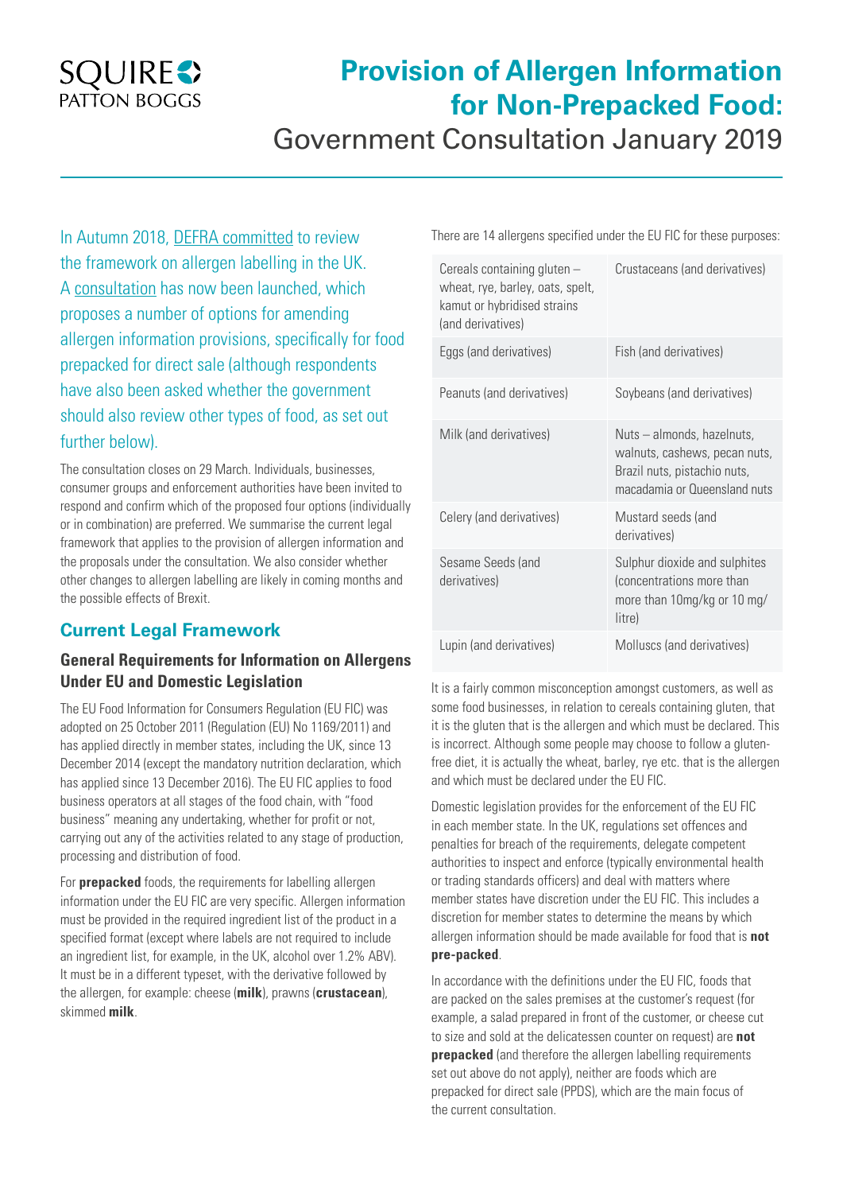# Provision of Allergen Information for Non-Prepacked Food:

Government Consultation January 2019

In Autumn 2018, DEFRA committed to review the framework on allergen labelling in the UK. A consultation has now been launched, which proposes a number of options for amending allergen information provisions, specifically for food prepacked for direct sale (although respondents have also been asked whether the government should also review other types of food, as set out further below).

The consultation closes on 29 March. Individuals, businesses, consumer groups and enforcement authorities have been invited to respond and confirm which of the proposed four options (individually or in combination) are preferred. We summarise the current legal framework that applies to the provision of allergen information and the proposals under the consultation. We also consider whether other changes to allergen labelling are likely in coming months and the possible effects of Brexit.

## Current Legal Framework

### General Requirements for Information on Allergens Under EU and Domestic Legislation

The EU Food Information for Consumers Regulation (EU FIC) was adopted on 25 October 2011 (Regulation (EU) No 1169/2011) and has applied directly in member states, including the UK, since 13 December 2014 (except the mandatory nutrition declaration, which has applied since 13 December 2016). The EU FIC applies to food business operators at all stages of the food chain, with "food business" meaning any undertaking, whether for profit or not, carrying out any of the activities related to any stage of production, processing and distribution of food.

For **prepacked** foods, the requirements for labelling allergen information under the EU FIC are very specific. Allergen information must be provided in the required ingredient list of the product in a specified format (except where labels are not required to include an ingredient list, for example, in the UK, alcohol over 1.2% ABV). It must be in a different typeset, with the derivative followed by the allergen, for example: cheese (**milk**), prawns (**crustacean**), skimmed **milk**.

There are 14 allergens specified under the EU FIC for these purposes:

| | |
|---|---|
| Cereals containing gluten – wheat, rye, barley, oats, spelt, kamut or hybridised strains (and derivatives) | Crustaceans (and derivatives) |
| Eggs (and derivatives) | Fish (and derivatives) |
| Peanuts (and derivatives) | Soybeans (and derivatives) |
| Milk (and derivatives) | Nuts – almonds, hazelnuts, walnuts, cashews, pecan nuts, Brazil nuts, pistachio nuts, macadamia or Queensland nuts |
| Celery (and derivatives) | Mustard seeds (and derivatives) |
| Sesame Seeds (and derivatives) | Sulphur dioxide and sulphites (concentrations more than more than 10mg/kg or 10 mg/litre) |
| Lupin (and derivatives) | Molluscs (and derivatives) |

It is a fairly common misconception amongst customers, as well as some food businesses, in relation to cereals containing gluten, that it is the gluten that is the allergen and which must be declared. This is incorrect. Although some people may choose to follow a gluten-free diet, it is actually the wheat, barley, rye etc. that is the allergen and which must be declared under the EU FIC.

Domestic legislation provides for the enforcement of the EU FIC in each member state. In the UK, regulations set offences and penalties for breach of the requirements, delegate competent authorities to inspect and enforce (typically environmental health or trading standards officers) and deal with matters where member states have discretion under the EU FIC. This includes a discretion for member states to determine the means by which allergen information should be made available for food that is **not pre-packed**.

In accordance with the definitions under the EU FIC, foods that are packed on the sales premises at the customer's request (for example, a salad prepared in front of the customer, or cheese cut to size and sold at the delicatessen counter on request) are **not prepacked** (and therefore the allergen labelling requirements set out above do not apply), neither are foods which are prepacked for direct sale (PPDS), which are the main focus of the current consultation.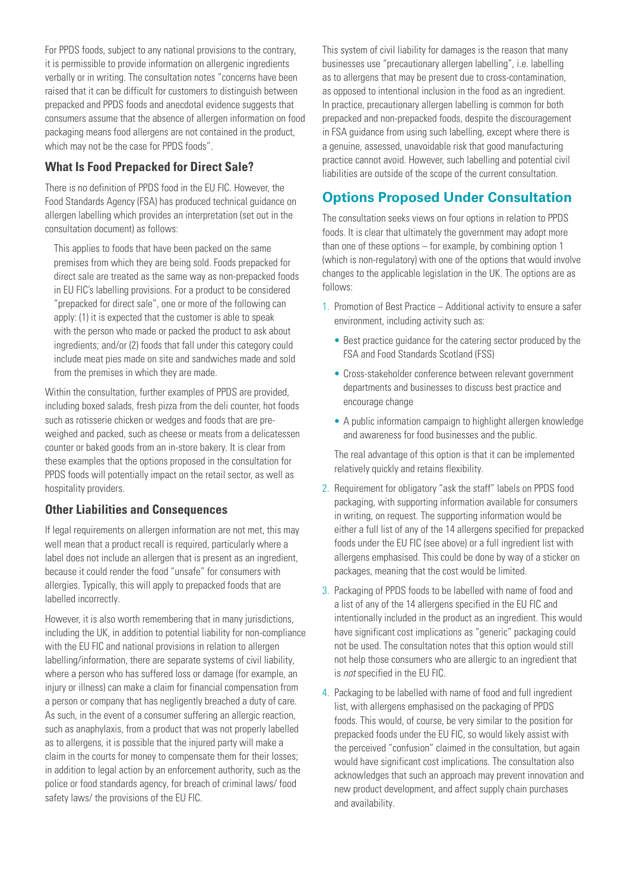For PPDS foods, subject to any national provisions to the contrary, it is permissible to provide information on allergenic ingredients verbally or in writing. The consultation notes "concerns have been raised that it can be difficult for customers to distinguish between prepacked and PPDS foods and anecdotal evidence suggests that consumers assume that the absence of allergen information on food packaging means food allergens are not contained in the product, which may not be the case for PPDS foods".

### What Is Food Prepacked for Direct Sale?

There is no definition of PPDS food in the EU FIC. However, the Food Standards Agency (FSA) has produced technical guidance on allergen labelling which provides an interpretation (set out in the consultation document) as follows:

> This applies to foods that have been packed on the same premises from which they are being sold. Foods prepacked for direct sale are treated as the same way as non-prepacked foods in EU FIC's labelling provisions. For a product to be considered "prepacked for direct sale", one or more of the following can apply: (1) it is expected that the customer is able to speak with the person who made or packed the product to ask about ingredients; and/or (2) foods that fall under this category could include meat pies made on site and sandwiches made and sold from the premises in which they are made.

Within the consultation, further examples of PPDS are provided, including boxed salads, fresh pizza from the deli counter, hot foods such as rotisserie chicken or wedges and foods that are pre-weighed and packed, such as cheese or meats from a delicatessen counter or baked goods from an in-store bakery. It is clear from these examples that the options proposed in the consultation for PPDS foods will potentially impact on the retail sector, as well as hospitality providers.

### Other Liabilities and Consequences

If legal requirements on allergen information are not met, this may well mean that a product recall is required, particularly where a label does not include an allergen that is present as an ingredient, because it could render the food "unsafe" for consumers with allergies. Typically, this will apply to prepacked foods that are labelled incorrectly.

However, it is also worth remembering that in many jurisdictions, including the UK, in addition to potential liability for non-compliance with the EU FIC and national provisions in relation to allergen labelling/information, there are separate systems of civil liability, where a person who has suffered loss or damage (for example, an injury or illness) can make a claim for financial compensation from a person or company that has negligently breached a duty of care. As such, in the event of a consumer suffering an allergic reaction, such as anaphylaxis, from a product that was not properly labelled as to allergens, it is possible that the injured party will make a claim in the courts for money to compensate them for their losses; in addition to legal action by an enforcement authority, such as the police or food standards agency, for breach of criminal laws/ food safety laws/ the provisions of the EU FIC.

This system of civil liability for damages is the reason that many businesses use "precautionary allergen labelling", i.e. labelling as to allergens that may be present due to cross-contamination, as opposed to intentional inclusion in the food as an ingredient. In practice, precautionary allergen labelling is common for both prepacked and non-prepacked foods, despite the discouragement in FSA guidance from using such labelling, except where there is a genuine, assessed, unavoidable risk that good manufacturing practice cannot avoid. However, such labelling and potential civil liabilities are outside of the scope of the current consultation.

## Options Proposed Under Consultation

The consultation seeks views on four options in relation to PPDS foods. It is clear that ultimately the government may adopt more than one of these options – for example, by combining option 1 (which is non-regulatory) with one of the options that would involve changes to the applicable legislation in the UK. The options are as follows:

1. Promotion of Best Practice – Additional activity to ensure a safer environment, including activity such as:
   - Best practice guidance for the catering sector produced by the FSA and Food Standards Scotland (FSS)
   - Cross-stakeholder conference between relevant government departments and businesses to discuss best practice and encourage change
   - A public information campaign to highlight allergen knowledge and awareness for food businesses and the public.

   The real advantage of this option is that it can be implemented relatively quickly and retains flexibility.
2. Requirement for obligatory "ask the staff" labels on PPDS food packaging, with supporting information available for consumers in writing, on request. The supporting information would be either a full list of any of the 14 allergens specified for prepacked foods under the EU FIC (see above) or a full ingredient list with allergens emphasised. This could be done by way of a sticker on packages, meaning that the cost would be limited.
3. Packaging of PPDS foods to be labelled with name of food and a list of any of the 14 allergens specified in the EU FIC and intentionally included in the product as an ingredient. This would have significant cost implications as "generic" packaging could not be used. The consultation notes that this option would still not help those consumers who are allergic to an ingredient that is *not* specified in the EU FIC.
4. Packaging to be labelled with name of food and full ingredient list, with allergens emphasised on the packaging of PPDS foods. This would, of course, be very similar to the position for prepacked foods under the EU FIC, so would likely assist with the perceived "confusion" claimed in the consultation, but again would have significant cost implications. The consultation also acknowledges that such an approach may prevent innovation and new product development, and affect supply chain purchases and availability.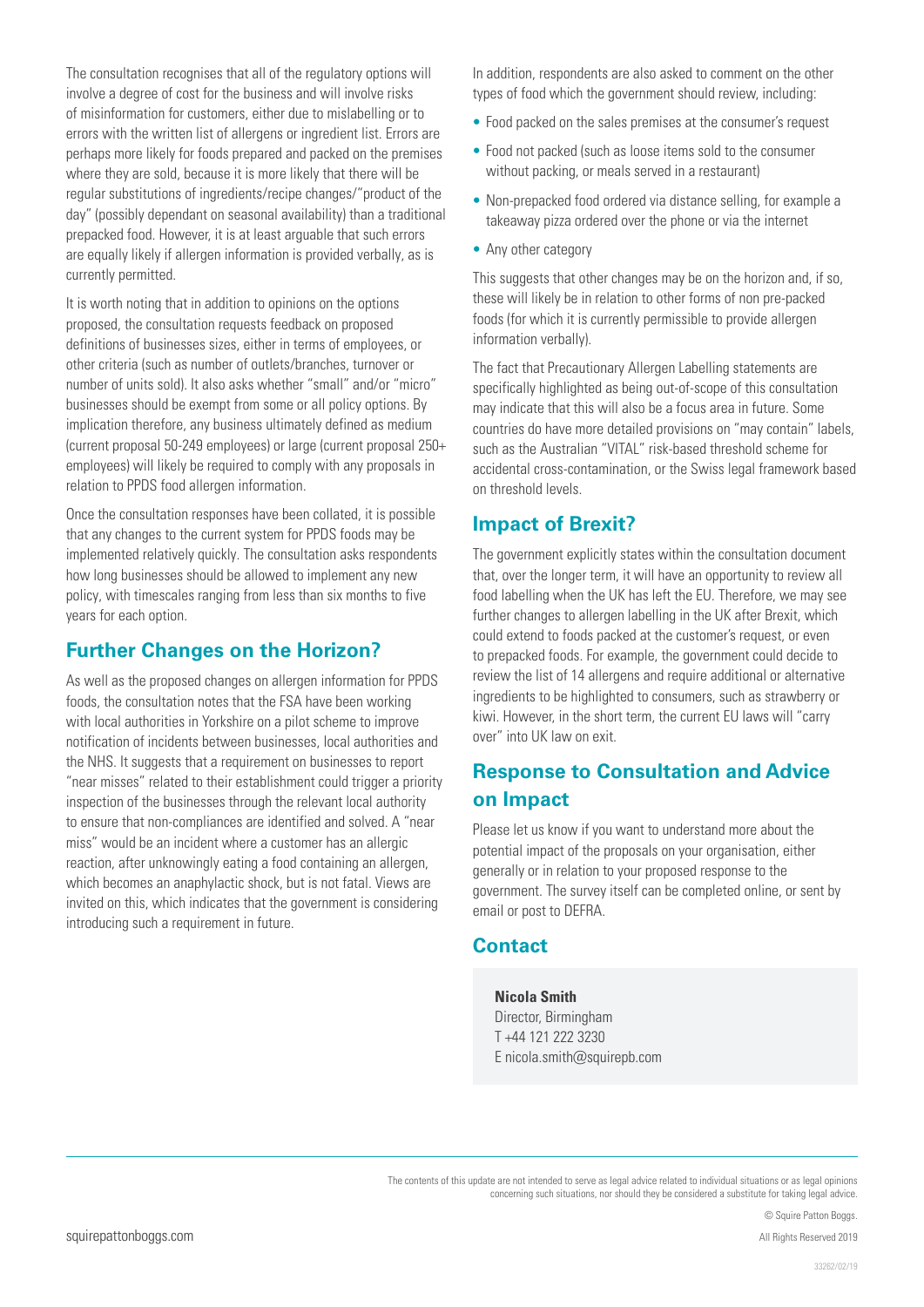The consultation recognises that all of the regulatory options will involve a degree of cost for the business and will involve risks of misinformation for customers, either due to mislabelling or to errors with the written list of allergens or ingredient list. Errors are perhaps more likely for foods prepared and packed on the premises where they are sold, because it is more likely that there will be regular substitutions of ingredients/recipe changes/"product of the day" (possibly dependant on seasonal availability) than a traditional prepacked food. However, it is at least arguable that such errors are equally likely if allergen information is provided verbally, as is currently permitted.

It is worth noting that in addition to opinions on the options proposed, the consultation requests feedback on proposed definitions of businesses sizes, either in terms of employees, or other criteria (such as number of outlets/branches, turnover or number of units sold). It also asks whether "small" and/or "micro" businesses should be exempt from some or all policy options. By implication therefore, any business ultimately defined as medium (current proposal 50-249 employees) or large (current proposal 250+ employees) will likely be required to comply with any proposals in relation to PPDS food allergen information.

Once the consultation responses have been collated, it is possible that any changes to the current system for PPDS foods may be implemented relatively quickly. The consultation asks respondents how long businesses should be allowed to implement any new policy, with timescales ranging from less than six months to five years for each option.

## Further Changes on the Horizon?

As well as the proposed changes on allergen information for PPDS foods, the consultation notes that the FSA have been working with local authorities in Yorkshire on a pilot scheme to improve notification of incidents between businesses, local authorities and the NHS. It suggests that a requirement on businesses to report "near misses" related to their establishment could trigger a priority inspection of the businesses through the relevant local authority to ensure that non-compliances are identified and solved. A "near miss" would be an incident where a customer has an allergic reaction, after unknowingly eating a food containing an allergen, which becomes an anaphylactic shock, but is not fatal. Views are invited on this, which indicates that the government is considering introducing such a requirement in future.

In addition, respondents are also asked to comment on the other types of food which the government should review, including:

- Food packed on the sales premises at the consumer's request
- Food not packed (such as loose items sold to the consumer without packing, or meals served in a restaurant)
- Non-prepacked food ordered via distance selling, for example a takeaway pizza ordered over the phone or via the internet
- Any other category

This suggests that other changes may be on the horizon and, if so, these will likely be in relation to other forms of non pre-packed foods (for which it is currently permissible to provide allergen information verbally).

The fact that Precautionary Allergen Labelling statements are specifically highlighted as being out-of-scope of this consultation may indicate that this will also be a focus area in future. Some countries do have more detailed provisions on "may contain" labels, such as the Australian "VITAL" risk-based threshold scheme for accidental cross-contamination, or the Swiss legal framework based on threshold levels.

## Impact of Brexit?

The government explicitly states within the consultation document that, over the longer term, it will have an opportunity to review all food labelling when the UK has left the EU. Therefore, we may see further changes to allergen labelling in the UK after Brexit, which could extend to foods packed at the customer's request, or even to prepacked foods. For example, the government could decide to review the list of 14 allergens and require additional or alternative ingredients to be highlighted to consumers, such as strawberry or kiwi. However, in the short term, the current EU laws will "carry over" into UK law on exit.

## Response to Consultation and Advice on Impact

Please let us know if you want to understand more about the potential impact of the proposals on your organisation, either generally or in relation to your proposed response to the government. The survey itself can be completed online, or sent by email or post to DEFRA.

## Contact

**Nicola Smith**
Director, Birmingham
T +44 121 222 3230
E nicola.smith@squirepb.com

The contents of this update are not intended to serve as legal advice related to individual situations or as legal opinions concerning such situations, nor should they be considered a substitute for taking legal advice.

© Squire Patton Boggs.
All Rights Reserved 2019

squirepattonboggs.com

33262/02/19